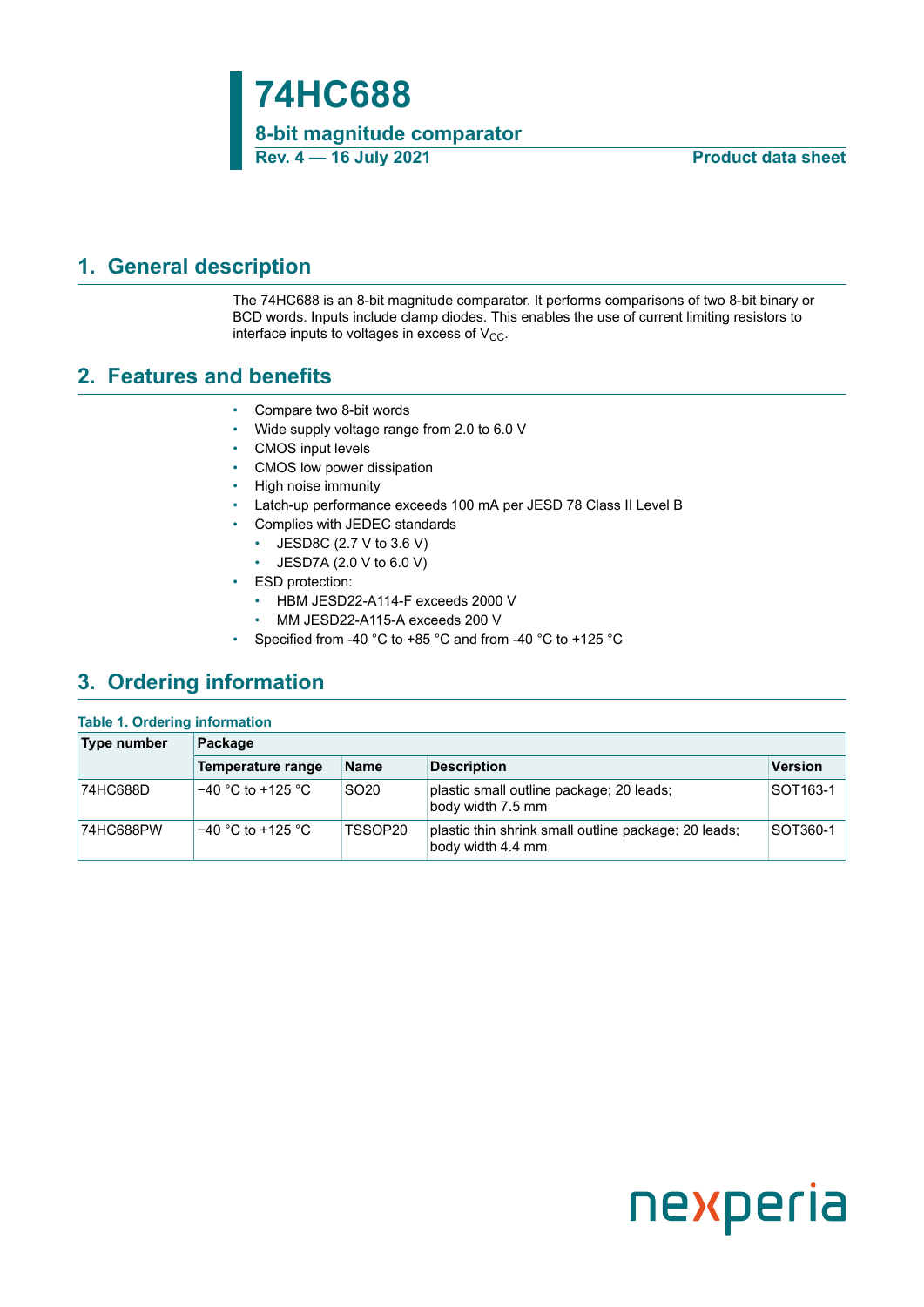# 74HC688

## 8-bit magnitude comparator

**Rev. 4 — 16 July 2021** **Product data sheet**

## 1. General description

The 74HC688 is an 8-bit magnitude comparator. It performs comparisons of two 8-bit binary or BCD words. Inputs include clamp diodes. This enables the use of current limiting resistors to interface inputs to voltages in excess of $V_{CC}$.

## 2. Features and benefits

- Compare two 8-bit words
- Wide supply voltage range from 2.0 to 6.0 V
- CMOS input levels
- CMOS low power dissipation
- High noise immunity
- Latch-up performance exceeds 100 mA per JESD 78 Class II Level B
- Complies with JEDEC standards
  - JESD8C (2.7 V to 3.6 V)
  - JESD7A (2.0 V to 6.0 V)
- ESD protection:
  - HBM JESD22-A114-F exceeds 2000 V
  - MM JESD22-A115-A exceeds 200 V
- Specified from -40 °C to +85 °C and from -40 °C to +125 °C

## 3. Ordering information

**Table 1. Ordering information**

| Type number | Package | | | |
|---|---|---|---|---|
| | Temperature range | Name | Description | Version |
| 74HC688D | −40 °C to +125 °C | SO20 | plastic small outline package; 20 leads; body width 7.5 mm | SOT163-1 |
| 74HC688PW | −40 °C to +125 °C | TSSOP20 | plastic thin shrink small outline package; 20 leads; body width 4.4 mm | SOT360-1 |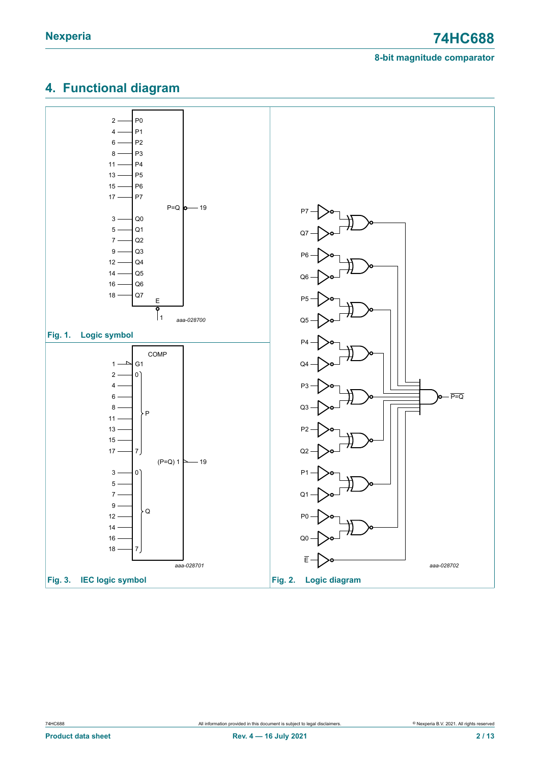## 4. Functional diagram

Fig. 1. Logic symbol

Fig. 2. Logic diagram

Fig. 3. IEC logic symbol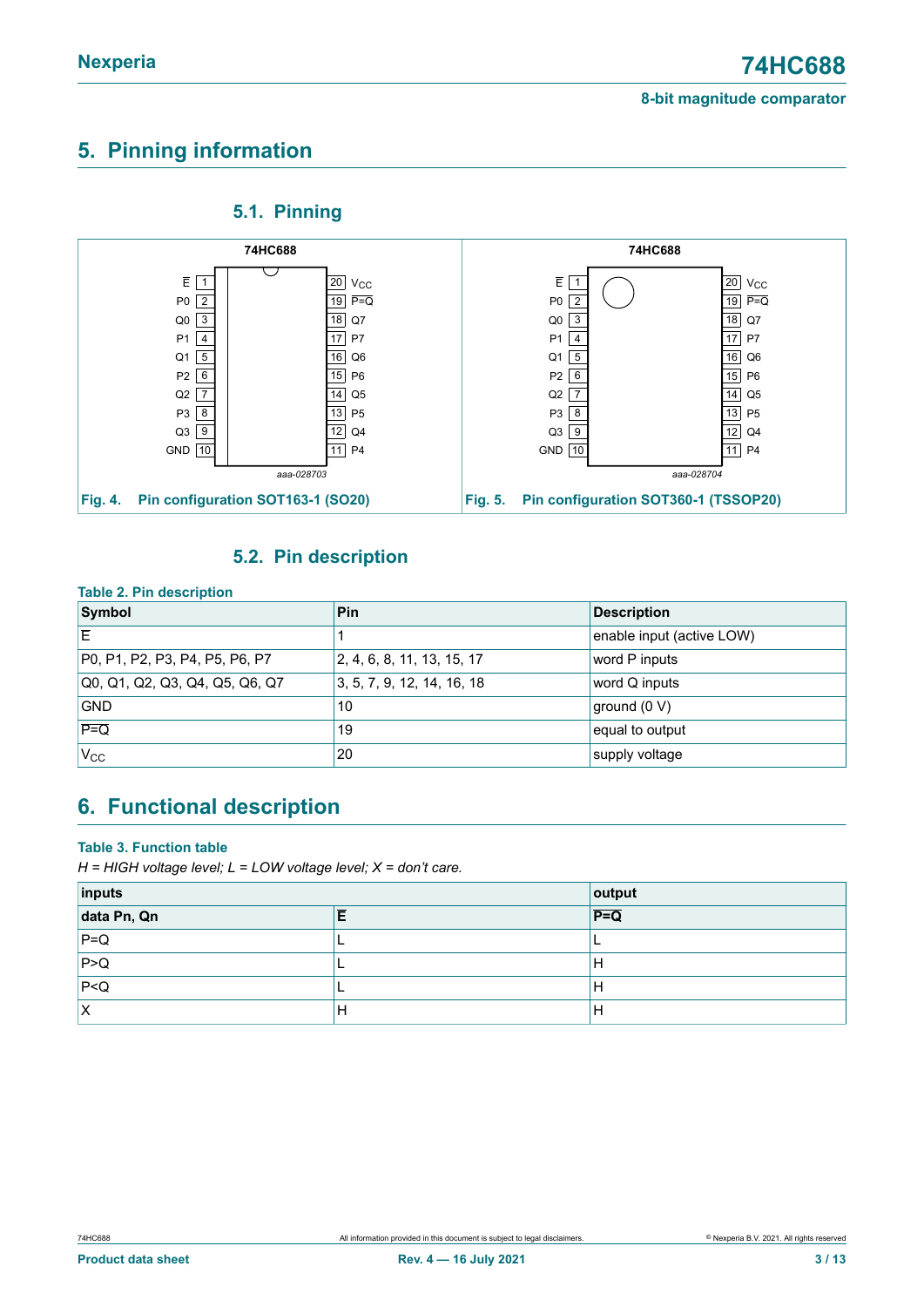# 5. Pinning information

## 5.1. Pinning

74HC688

| | | | |
|---|---|---|---|
| Ē | 1 | 20 | $V_{CC}$ |
| P0 | 2 | 19 | $\overline{P{=}Q}$ |
| Q0 | 3 | 18 | Q7 |
| P1 | 4 | 17 | P7 |
| Q1 | 5 | 16 | Q6 |
| P2 | 6 | 15 | P6 |
| Q2 | 7 | 14 | Q5 |
| P3 | 8 | 13 | P5 |
| Q3 | 9 | 12 | Q4 |
| GND | 10 | 11 | P4 |

aaa-028703

**Fig. 4. Pin configuration SOT163-1 (SO20)**

74HC688

| | | | |
|---|---|---|---|
| Ē | 1 | 20 | $V_{CC}$ |
| P0 | 2 | 19 | $\overline{P{=}Q}$ |
| Q0 | 3 | 18 | Q7 |
| P1 | 4 | 17 | P7 |
| Q1 | 5 | 16 | Q6 |
| P2 | 6 | 15 | P6 |
| Q2 | 7 | 14 | Q5 |
| P3 | 8 | 13 | P5 |
| Q3 | 9 | 12 | Q4 |
| GND | 10 | 11 | P4 |

aaa-028704

**Fig. 5. Pin configuration SOT360-1 (TSSOP20)**

## 5.2. Pin description

**Table 2. Pin description**

| Symbol | Pin | Description |
|---|---|---|
| Ē | 1 | enable input (active LOW) |
| P0, P1, P2, P3, P4, P5, P6, P7 | 2, 4, 6, 8, 11, 13, 15, 17 | word P inputs |
| Q0, Q1, Q2, Q3, Q4, Q5, Q6, Q7 | 3, 5, 7, 9, 12, 14, 16, 18 | word Q inputs |
| GND | 10 | ground (0 V) |
| $\overline{P{=}Q}$ | 19 | equal to output |
| $V_{CC}$ | 20 | supply voltage |

# 6. Functional description

**Table 3. Function table**

*H = HIGH voltage level; L = LOW voltage level; X = don't care.*

| inputs | | output |
|---|---|---|
| **data Pn, Qn** | **Ē** | **$\overline{P{=}Q}$** |
| P=Q | L | L |
| P>Q | L | H |
| P<Q | L | H |
| X | H | H |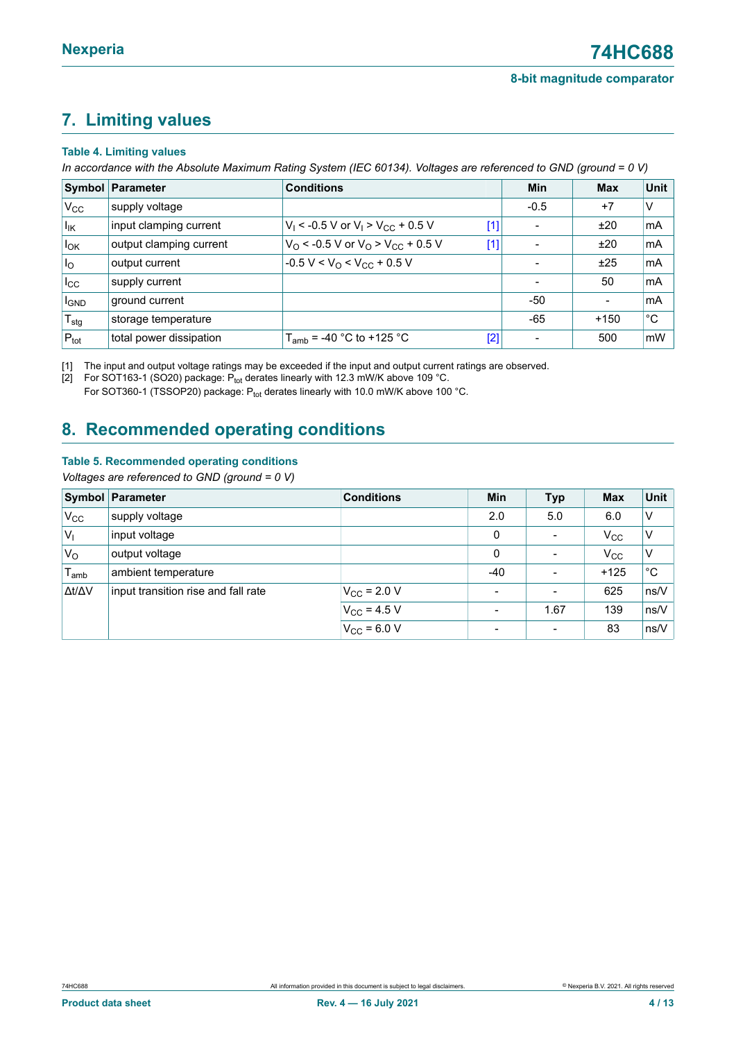## 7. Limiting values

**Table 4. Limiting values**

*In accordance with the Absolute Maximum Rating System (IEC 60134). Voltages are referenced to GND (ground = 0 V)*

| Symbol | Parameter | Conditions | | Min | Max | Unit |
|---|---|---|---|---|---|---|
| $V_{CC}$ | supply voltage | | | -0.5 | +7 | V |
| $I_{IK}$ | input clamping current | $V_I < -0.5$ V or $V_I > V_{CC} + 0.5$ V | [1] | - | ±20 | mA |
| $I_{OK}$ | output clamping current | $V_O < -0.5$ V or $V_O > V_{CC} + 0.5$ V | [1] | - | ±20 | mA |
| $I_O$ | output current | $-0.5$ V $< V_O < V_{CC} + 0.5$ V | | - | ±25 | mA |
| $I_{CC}$ | supply current | | | - | 50 | mA |
| $I_{GND}$ | ground current | | | -50 | - | mA |
| $T_{stg}$ | storage temperature | | | -65 | +150 | °C |
| $P_{tot}$ | total power dissipation | $T_{amb}$ = -40 °C to +125 °C | [2] | - | 500 | mW |

[1] The input and output voltage ratings may be exceeded if the input and output current ratings are observed.

[2] For SOT163-1 (SO20) package: $P_{tot}$ derates linearly with 12.3 mW/K above 109 °C.
For SOT360-1 (TSSOP20) package: $P_{tot}$ derates linearly with 10.0 mW/K above 100 °C.

## 8. Recommended operating conditions

**Table 5. Recommended operating conditions**

*Voltages are referenced to GND (ground = 0 V)*

| Symbol | Parameter | Conditions | Min | Typ | Max | Unit |
|---|---|---|---|---|---|---|
| $V_{CC}$ | supply voltage | | 2.0 | 5.0 | 6.0 | V |
| $V_I$ | input voltage | | 0 | - | $V_{CC}$ | V |
| $V_O$ | output voltage | | 0 | - | $V_{CC}$ | V |
| $T_{amb}$ | ambient temperature | | -40 | - | +125 | °C |
| $\Delta t/\Delta V$ | input transition rise and fall rate | $V_{CC}$ = 2.0 V | - | - | 625 | ns/V |
| | | $V_{CC}$ = 4.5 V | - | 1.67 | 139 | ns/V |
| | | $V_{CC}$ = 6.0 V | - | - | 83 | ns/V |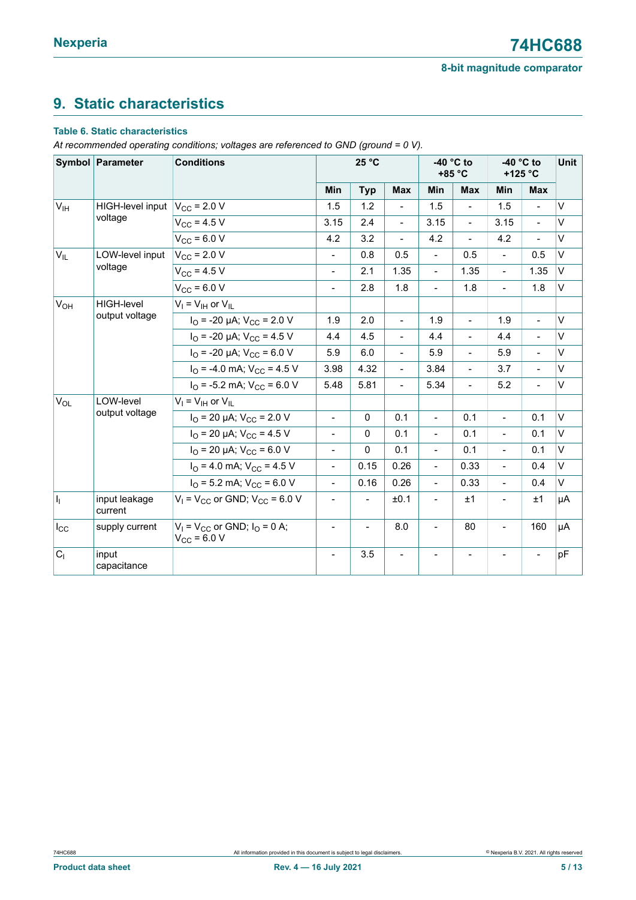## 9. Static characteristics

**Table 6. Static characteristics**

*At recommended operating conditions; voltages are referenced to GND (ground = 0 V).*

| Symbol | Parameter | Conditions | 25 °C | | | -40 °C to +85 °C | | -40 °C to +125 °C | | Unit |
|---|---|---|---|---|---|---|---|---|---|---|
| | | | Min | Typ | Max | Min | Max | Min | Max | |
| $V_{IH}$ | HIGH-level input voltage | $V_{CC}$ = 2.0 V | 1.5 | 1.2 | - | 1.5 | - | 1.5 | - | V |
| | | $V_{CC}$ = 4.5 V | 3.15 | 2.4 | - | 3.15 | - | 3.15 | - | V |
| | | $V_{CC}$ = 6.0 V | 4.2 | 3.2 | - | 4.2 | - | 4.2 | - | V |
| $V_{IL}$ | LOW-level input voltage | $V_{CC}$ = 2.0 V | - | 0.8 | 0.5 | - | 0.5 | - | 0.5 | V |
| | | $V_{CC}$ = 4.5 V | - | 2.1 | 1.35 | - | 1.35 | - | 1.35 | V |
| | | $V_{CC}$ = 6.0 V | - | 2.8 | 1.8 | - | 1.8 | - | 1.8 | V |
| $V_{OH}$ | HIGH-level output voltage | $V_I$ = $V_{IH}$ or $V_{IL}$ | | | | | | | | |
| | | $I_O$ = -20 µA; $V_{CC}$ = 2.0 V | 1.9 | 2.0 | - | 1.9 | - | 1.9 | - | V |
| | | $I_O$ = -20 µA; $V_{CC}$ = 4.5 V | 4.4 | 4.5 | - | 4.4 | - | 4.4 | - | V |
| | | $I_O$ = -20 µA; $V_{CC}$ = 6.0 V | 5.9 | 6.0 | - | 5.9 | - | 5.9 | - | V |
| | | $I_O$ = -4.0 mA; $V_{CC}$ = 4.5 V | 3.98 | 4.32 | - | 3.84 | - | 3.7 | - | V |
| | | $I_O$ = -5.2 mA; $V_{CC}$ = 6.0 V | 5.48 | 5.81 | - | 5.34 | - | 5.2 | - | V |
| $V_{OL}$ | LOW-level output voltage | $V_I$ = $V_{IH}$ or $V_{IL}$ | | | | | | | | |
| | | $I_O$ = 20 µA; $V_{CC}$ = 2.0 V | - | 0 | 0.1 | - | 0.1 | - | 0.1 | V |
| | | $I_O$ = 20 µA; $V_{CC}$ = 4.5 V | - | 0 | 0.1 | - | 0.1 | - | 0.1 | V |
| | | $I_O$ = 20 µA; $V_{CC}$ = 6.0 V | - | 0 | 0.1 | - | 0.1 | - | 0.1 | V |
| | | $I_O$ = 4.0 mA; $V_{CC}$ = 4.5 V | - | 0.15 | 0.26 | - | 0.33 | - | 0.4 | V |
| | | $I_O$ = 5.2 mA; $V_{CC}$ = 6.0 V | - | 0.16 | 0.26 | - | 0.33 | - | 0.4 | V |
| $I_I$ | input leakage current | $V_I$ = $V_{CC}$ or GND; $V_{CC}$ = 6.0 V | - | - | ±0.1 | - | ±1 | - | ±1 | µA |
| $I_{CC}$ | supply current | $V_I$ = $V_{CC}$ or GND; $I_O$ = 0 A; $V_{CC}$ = 6.0 V | - | - | 8.0 | - | 80 | - | 160 | µA |
| $C_I$ | input capacitance | | - | 3.5 | - | - | - | - | - | pF |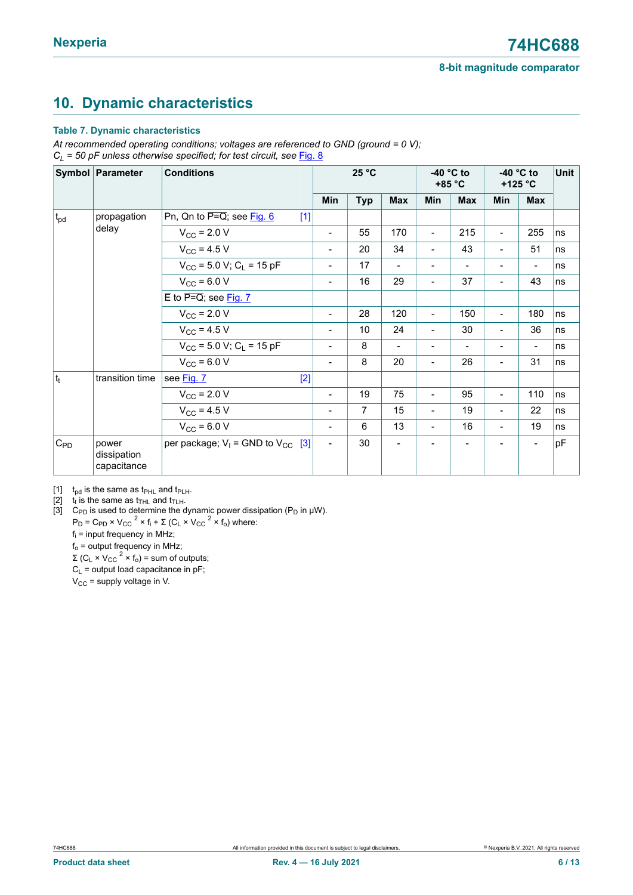## 10. Dynamic characteristics

**Table 7. Dynamic characteristics**

*At recommended operating conditions; voltages are referenced to GND (ground = 0 V); $C_L$ = 50 pF unless otherwise specified; for test circuit, see Fig. 8*

| Symbol | Parameter | Conditions | | 25 °C | | | -40 °C to +85 °C | | -40 °C to +125 °C | | Unit |
|---|---|---|---|---|---|---|---|---|---|---|---|
| | | | | Min | Typ | Max | Min | Max | Min | Max | |
| $t_{pd}$ | propagation delay | Pn, Qn to $\overline{P=Q}$; see Fig. 6 | [1] | | | | | | | | |
| | | $V_{CC}$ = 2.0 V | | - | 55 | 170 | - | 215 | - | 255 | ns |
| | | $V_{CC}$ = 4.5 V | | - | 20 | 34 | - | 43 | - | 51 | ns |
| | | $V_{CC}$ = 5.0 V; $C_L$ = 15 pF | | - | 17 | - | - | - | - | - | ns |
| | | $V_{CC}$ = 6.0 V | | - | 16 | 29 | - | 37 | - | 43 | ns |
| | | $\overline{E}$ to $\overline{P=Q}$; see Fig. 7 | | | | | | | | | |
| | | $V_{CC}$ = 2.0 V | | - | 28 | 120 | - | 150 | - | 180 | ns |
| | | $V_{CC}$ = 4.5 V | | - | 10 | 24 | - | 30 | - | 36 | ns |
| | | $V_{CC}$ = 5.0 V; $C_L$ = 15 pF | | - | 8 | - | - | - | - | - | ns |
| | | $V_{CC}$ = 6.0 V | | - | 8 | 20 | - | 26 | - | 31 | ns |
| $t_t$ | transition time | see Fig. 7 | [2] | | | | | | | | |
| | | $V_{CC}$ = 2.0 V | | - | 19 | 75 | - | 95 | - | 110 | ns |
| | | $V_{CC}$ = 4.5 V | | - | 7 | 15 | - | 19 | - | 22 | ns |
| | | $V_{CC}$ = 6.0 V | | - | 6 | 13 | - | 16 | - | 19 | ns |
| $C_{PD}$ | power dissipation capacitance | per package; $V_I$ = GND to $V_{CC}$ | [3] | - | 30 | - | - | - | - | - | pF |

[1] $t_{pd}$ is the same as $t_{PHL}$ and $t_{PLH}$.

[2] $t_t$ is the same as $t_{THL}$ and $t_{TLH}$.

[3] $C_{PD}$ is used to determine the dynamic power dissipation ($P_D$ in μW).

$P_D = C_{PD} \times V_{CC}{}^2 \times f_i + \Sigma (C_L \times V_{CC}{}^2 \times f_o)$ where:

$f_i$ = input frequency in MHz;

$f_o$ = output frequency in MHz;

$\Sigma (C_L \times V_{CC}{}^2 \times f_o)$ = sum of outputs;

$C_L$ = output load capacitance in pF;

$V_{CC}$ = supply voltage in V.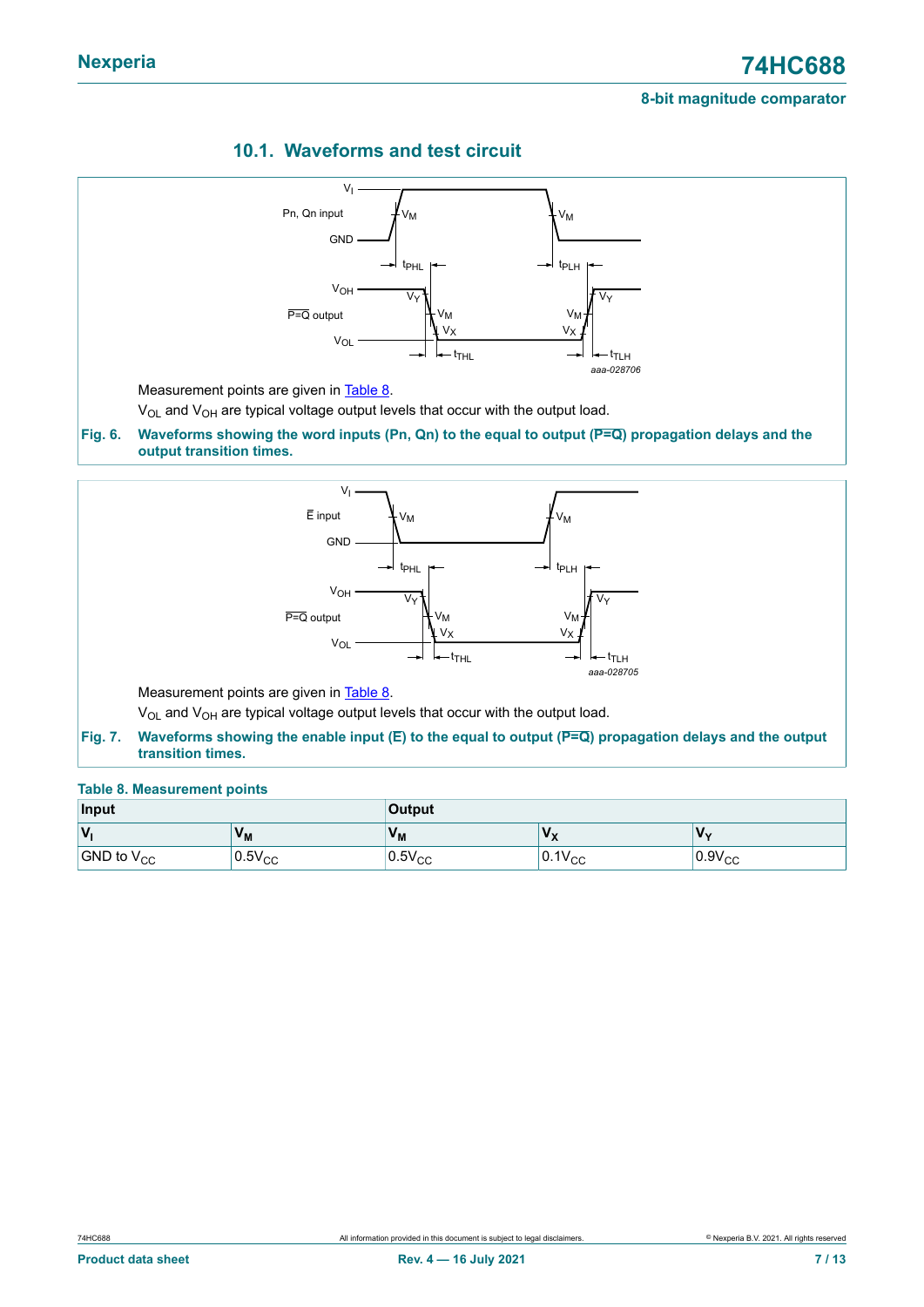## 10.1. Waveforms and test circuit

Measurement points are given in Table 8.

$V_{OL}$ and $V_{OH}$ are typical voltage output levels that occur with the output load.

**Fig. 6. Waveforms showing the word inputs (Pn, Qn) to the equal to output ($\overline{P=Q}$) propagation delays and the output transition times.**

Measurement points are given in Table 8.

$V_{OL}$ and $V_{OH}$ are typical voltage output levels that occur with the output load.

**Fig. 7. Waveforms showing the enable input ($\overline{E}$) to the equal to output ($\overline{P=Q}$) propagation delays and the output transition times.**

**Table 8. Measurement points**

| Input | | Output | | |
|---|---|---|---|---|
| $V_I$ | $V_M$ | $V_M$ | $V_X$ | $V_Y$ |
| GND to $V_{CC}$ | $0.5V_{CC}$ | $0.5V_{CC}$ | $0.1V_{CC}$ | $0.9V_{CC}$ |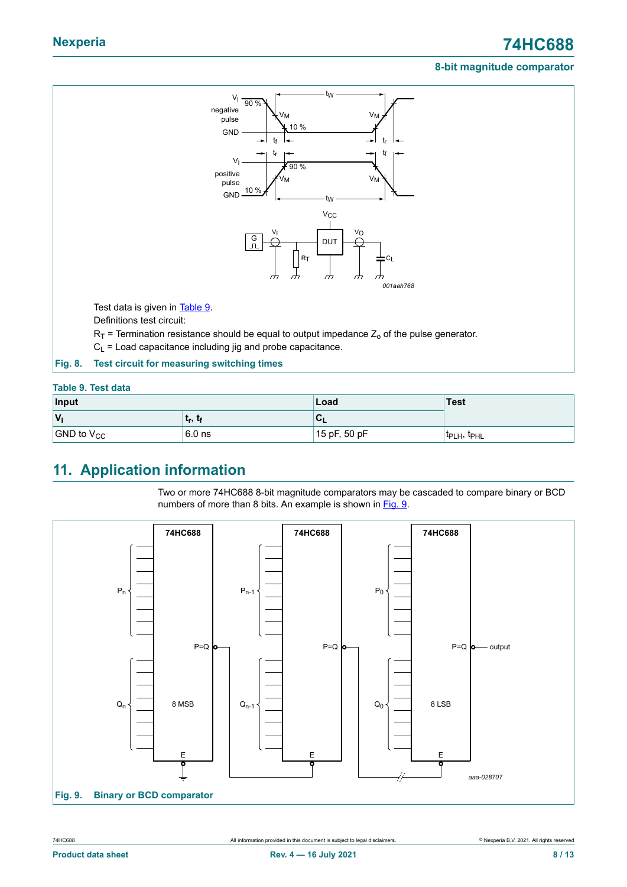Test data is given in Table 9.

Definitions test circuit:

$R_T$ = Termination resistance should be equal to output impedance $Z_o$ of the pulse generator.

$C_L$ = Load capacitance including jig and probe capacitance.

**Fig. 8. Test circuit for measuring switching times**

**Table 9. Test data**

| Input | | Load | Test |
|---|---|---|---|
| $V_I$ | $t_r$, $t_f$ | $C_L$ | |
| GND to $V_{CC}$ | 6.0 ns | 15 pF, 50 pF | $t_{PLH}$, $t_{PHL}$ |

## 11. Application information

Two or more 74HC688 8-bit magnitude comparators may be cascaded to compare binary or BCD numbers of more than 8 bits. An example is shown in Fig. 9.

**Fig. 9. Binary or BCD comparator**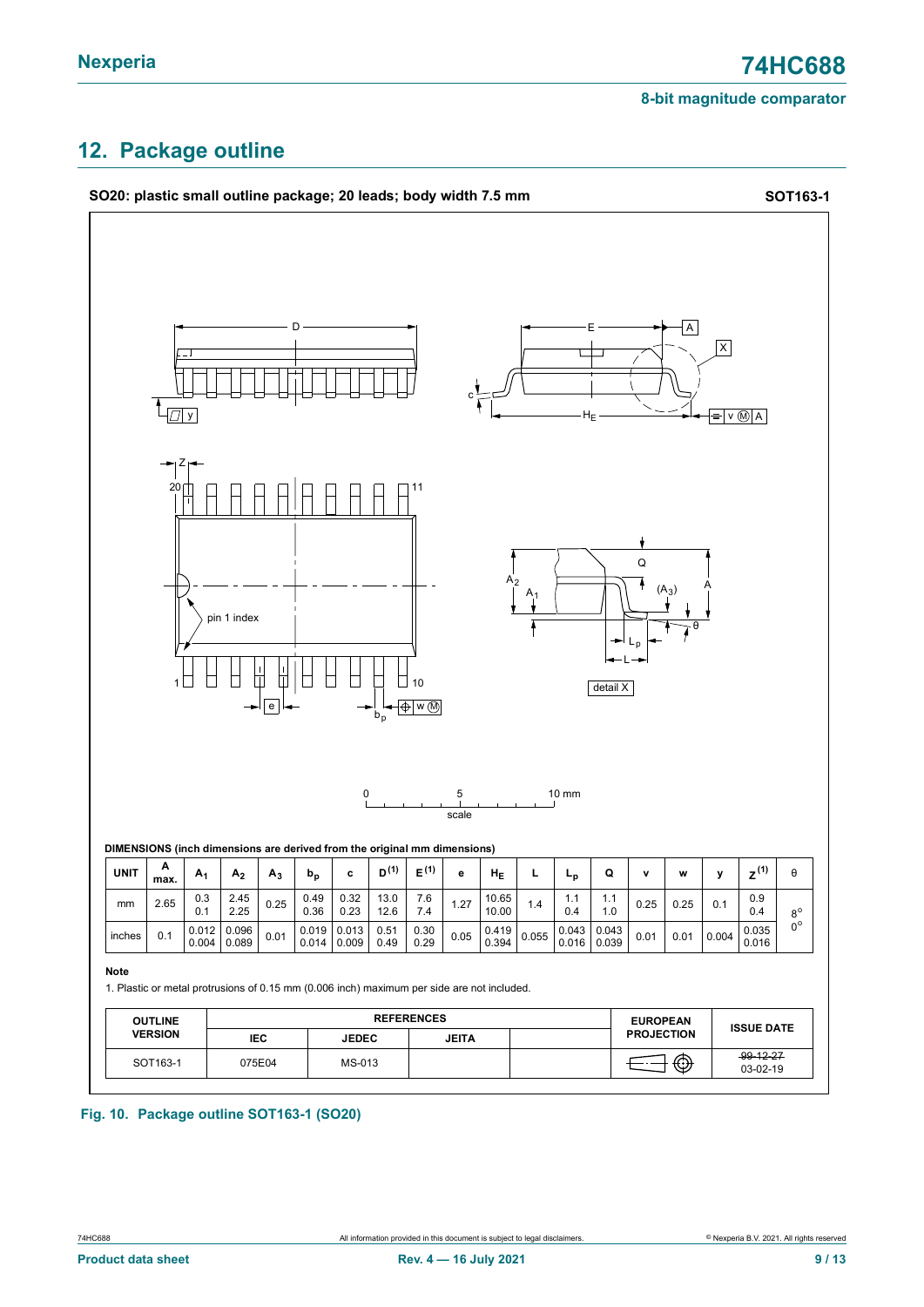## 12. Package outline

**SO20: plastic small outline package; 20 leads; body width 7.5 mm** **SOT163-1**

**DIMENSIONS (inch dimensions are derived from the original mm dimensions)**

| UNIT | A max. | $A_1$ | $A_2$ | $A_3$ | $b_p$ | c | $D^{(1)}$ | $E^{(1)}$ | e | $H_E$ | L | $L_p$ | Q | v | w | y | $Z^{(1)}$ | θ |
|---|---|---|---|---|---|---|---|---|---|---|---|---|---|---|---|---|---|---|
| mm | 2.65 | 0.3<br>0.1 | 2.45<br>2.25 | 0.25 | 0.49<br>0.36 | 0.32<br>0.23 | 13.0<br>12.6 | 7.6<br>7.4 | 1.27 | 10.65<br>10.00 | 1.4 | 1.1<br>0.4 | 1.1<br>1.0 | 0.25 | 0.25 | 0.1 | 0.9<br>0.4 | 8°<br>0° |
| inches | 0.1 | 0.012<br>0.004 | 0.096<br>0.089 | 0.01 | 0.019<br>0.014 | 0.013<br>0.009 | 0.51<br>0.49 | 0.30<br>0.29 | 0.05 | 0.419<br>0.394 | 0.055 | 0.043<br>0.016 | 0.043<br>0.039 | 0.01 | 0.01 | 0.004 | 0.035<br>0.016 | |

**Note**

1. Plastic or metal protrusions of 0.15 mm (0.006 inch) maximum per side are not included.

| OUTLINE VERSION | REFERENCES | | | | EUROPEAN PROJECTION | ISSUE DATE |
|---|---|---|---|---|---|---|
| | IEC | JEDEC | JEITA | | | |
| SOT163-1 | 075E04 | MS-013 | | | | ~~99-12-27~~<br>03-02-19 |

**Fig. 10. Package outline SOT163-1 (SO20)**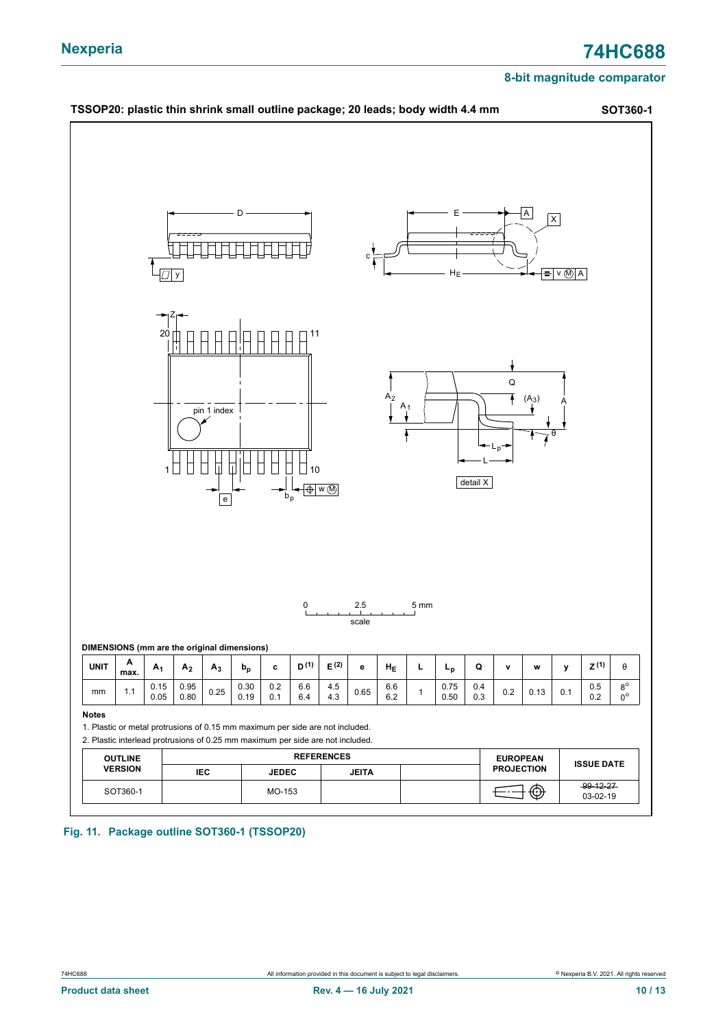TSSOP20: plastic thin shrink small outline package; 20 leads; body width 4.4 mm **SOT360-1**

**DIMENSIONS (mm are the original dimensions)**

| UNIT | A max. | $A_1$ | $A_2$ | $A_3$ | $b_p$ | c | D (1) | E (2) | e | $H_E$ | L | $L_p$ | Q | v | w | y | Z (1) | θ |
|---|---|---|---|---|---|---|---|---|---|---|---|---|---|---|---|---|---|---|
| mm | 1.1 | 0.15<br>0.05 | 0.95<br>0.80 | 0.25 | 0.30<br>0.19 | 0.2<br>0.1 | 6.6<br>6.4 | 4.5<br>4.3 | 0.65 | 6.6<br>6.2 | 1 | 0.75<br>0.50 | 0.4<br>0.3 | 0.2 | 0.13 | 0.1 | 0.5<br>0.2 | 8°<br>0° |

**Notes**

1. Plastic or metal protrusions of 0.15 mm maximum per side are not included.
2. Plastic interlead protrusions of 0.25 mm maximum per side are not included.

| OUTLINE VERSION | REFERENCES | | | | EUROPEAN PROJECTION | ISSUE DATE |
|---|---|---|---|---|---|---|
| | IEC | JEDEC | JEITA | | | |
| SOT360-1 | | MO-153 | | | | ~~99-12-27~~<br>03-02-19 |

**Fig. 11. Package outline SOT360-1 (TSSOP20)**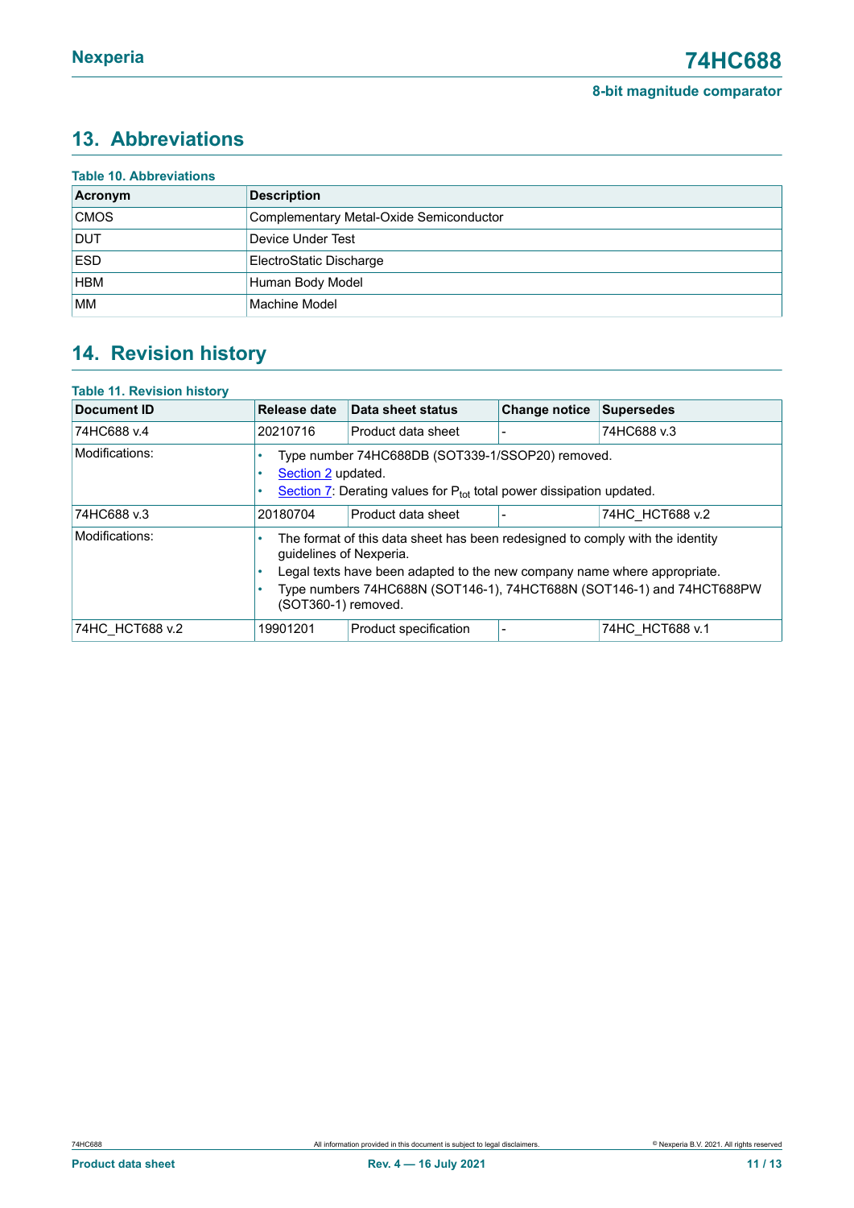## 13. Abbreviations

**Table 10. Abbreviations**

| Acronym | Description |
|---|---|
| CMOS | Complementary Metal-Oxide Semiconductor |
| DUT | Device Under Test |
| ESD | ElectroStatic Discharge |
| HBM | Human Body Model |
| MM | Machine Model |

## 14. Revision history

**Table 11. Revision history**

| Document ID | Release date | Data sheet status | Change notice | Supersedes |
|---|---|---|---|---|
| 74HC688 v.4 | 20210716 | Product data sheet | - | 74HC688 v.3 |
| Modifications: | • Type number 74HC688DB (SOT339-1/SSOP20) removed.<br>• Section 2 updated.<br>• Section 7: Derating values for $P_{tot}$ total power dissipation updated. | | | |
| 74HC688 v.3 | 20180704 | Product data sheet | - | 74HC_HCT688 v.2 |
| Modifications: | • The format of this data sheet has been redesigned to comply with the identity guidelines of Nexperia.<br>• Legal texts have been adapted to the new company name where appropriate.<br>• Type numbers 74HC688N (SOT146-1), 74HCT688N (SOT146-1) and 74HCT688PW (SOT360-1) removed. | | | |
| 74HC_HCT688 v.2 | 19901201 | Product specification | - | 74HC_HCT688 v.1 |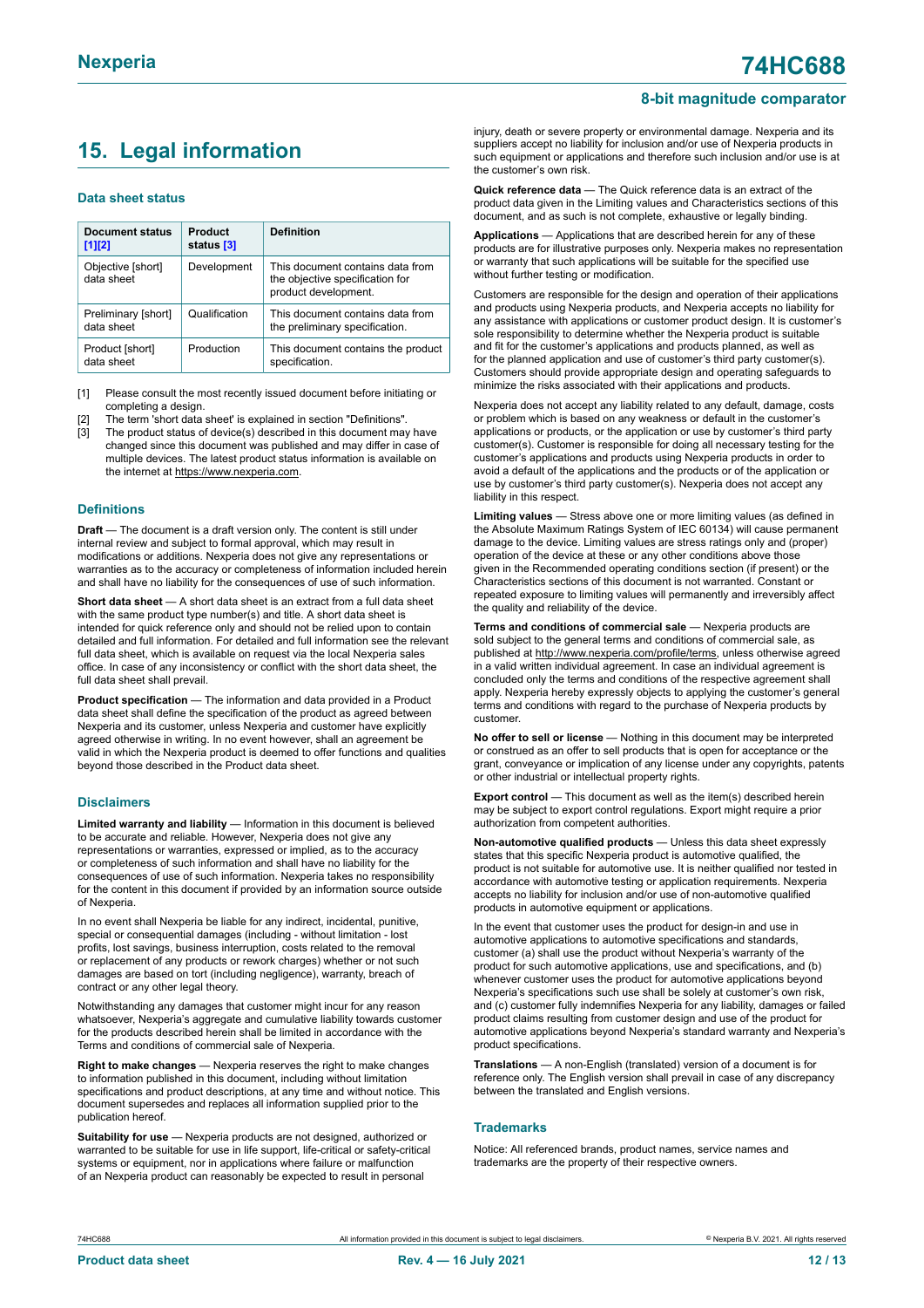# 15. Legal information

### Data sheet status

| Document status [1][2] | Product status [3] | Definition |
|---|---|---|
| Objective [short] data sheet | Development | This document contains data from the objective specification for product development. |
| Preliminary [short] data sheet | Qualification | This document contains data from the preliminary specification. |
| Product [short] data sheet | Production | This document contains the product specification. |

[1] Please consult the most recently issued document before initiating or completing a design.
[2] The term 'short data sheet' is explained in section "Definitions".
[3] The product status of device(s) described in this document may have changed since this document was published and may differ in case of multiple devices. The latest product status information is available on the internet at https://www.nexperia.com.

### Definitions

**Draft** — The document is a draft version only. The content is still under internal review and subject to formal approval, which may result in modifications or additions. Nexperia does not give any representations or warranties as to the accuracy or completeness of information included herein and shall have no liability for the consequences of use of such information.

**Short data sheet** — A short data sheet is an extract from a full data sheet with the same product type number(s) and title. A short data sheet is intended for quick reference only and should not be relied upon to contain detailed and full information. For detailed and full information see the relevant full data sheet, which is available on request via the local Nexperia sales office. In case of any inconsistency or conflict with the short data sheet, the full data sheet shall prevail.

**Product specification** — The information and data provided in a Product data sheet shall define the specification of the product as agreed between Nexperia and its customer, unless Nexperia and customer have explicitly agreed otherwise in writing. In no event however, shall an agreement be valid in which the Nexperia product is deemed to offer functions and qualities beyond those described in the Product data sheet.

### Disclaimers

**Limited warranty and liability** — Information in this document is believed to be accurate and reliable. However, Nexperia does not give any representations or warranties, expressed or implied, as to the accuracy or completeness of such information and shall have no liability for the consequences of use of such information. Nexperia takes no responsibility for the content in this document if provided by an information source outside of Nexperia.

In no event shall Nexperia be liable for any indirect, incidental, punitive, special or consequential damages (including - without limitation - lost profits, lost savings, business interruption, costs related to the removal or replacement of any products or rework charges) whether or not such damages are based on tort (including negligence), warranty, breach of contract or any other legal theory.

Notwithstanding any damages that customer might incur for any reason whatsoever, Nexperia's aggregate and cumulative liability towards customer for the products described herein shall be limited in accordance with the Terms and conditions of commercial sale of Nexperia.

**Right to make changes** — Nexperia reserves the right to make changes to information published in this document, including without limitation specifications and product descriptions, at any time and without notice. This document supersedes and replaces all information supplied prior to the publication hereof.

**Suitability for use** — Nexperia products are not designed, authorized or warranted to be suitable for use in life support, life-critical or safety-critical systems or equipment, nor in applications where failure or malfunction of an Nexperia product can reasonably be expected to result in personal injury, death or severe property or environmental damage. Nexperia and its suppliers accept no liability for inclusion and/or use of Nexperia products in such equipment or applications and therefore such inclusion and/or use is at the customer's own risk.

**Quick reference data** — The Quick reference data is an extract of the product data given in the Limiting values and Characteristics sections of this document, and as such is not complete, exhaustive or legally binding.

**Applications** — Applications that are described herein for any of these products are for illustrative purposes only. Nexperia makes no representation or warranty that such applications will be suitable for the specified use without further testing or modification.

Customers are responsible for the design and operation of their applications and products using Nexperia products, and Nexperia accepts no liability for any assistance with applications or customer product design. It is customer's sole responsibility to determine whether the Nexperia product is suitable and fit for the customer's applications and products planned, as well as for the planned application and use of customer's third party customer(s). Customers should provide appropriate design and operating safeguards to minimize the risks associated with their applications and products.

Nexperia does not accept any liability related to any default, damage, costs or problem which is based on any weakness or default in the customer's applications or products, or the application or use by customer's third party customer(s). Customer is responsible for doing all necessary testing for the customer's applications and products using Nexperia products in order to avoid a default of the applications and the products or of the application or use by customer's third party customer(s). Nexperia does not accept any liability in this respect.

**Limiting values** — Stress above one or more limiting values (as defined in the Absolute Maximum Ratings System of IEC 60134) will cause permanent damage to the device. Limiting values are stress ratings only and (proper) operation of the device at these or any other conditions above those given in the Recommended operating conditions section (if present) or the Characteristics sections of this document is not warranted. Constant or repeated exposure to limiting values will permanently and irreversibly affect the quality and reliability of the device.

**Terms and conditions of commercial sale** — Nexperia products are sold subject to the general terms and conditions of commercial sale, as published at http://www.nexperia.com/profile/terms, unless otherwise agreed in a valid written individual agreement. In case an individual agreement is concluded only the terms and conditions of the respective agreement shall apply. Nexperia hereby expressly objects to applying the customer's general terms and conditions with regard to the purchase of Nexperia products by customer.

**No offer to sell or license** — Nothing in this document may be interpreted or construed as an offer to sell products that is open for acceptance or the grant, conveyance or implication of any license under any copyrights, patents or other industrial or intellectual property rights.

**Export control** — This document as well as the item(s) described herein may be subject to export control regulations. Export might require a prior authorization from competent authorities.

**Non-automotive qualified products** — Unless this data sheet expressly states that this specific Nexperia product is automotive qualified, the product is not suitable for automotive use. It is neither qualified nor tested in accordance with automotive testing or application requirements. Nexperia accepts no liability for inclusion and/or use of non-automotive qualified products in automotive equipment or applications.

In the event that customer uses the product for design-in and use in automotive applications to automotive specifications and standards, customer (a) shall use the product without Nexperia's warranty of the product for such automotive applications, use and specifications, and (b) whenever customer uses the product for automotive applications beyond Nexperia's specifications such use shall be solely at customer's own risk, and (c) customer fully indemnifies Nexperia for any liability, damages or failed product claims resulting from customer design and use of the product for automotive applications beyond Nexperia's standard warranty and Nexperia's product specifications.

**Translations** — A non-English (translated) version of a document is for reference only. The English version shall prevail in case of any discrepancy between the translated and English versions.

### Trademarks

Notice: All referenced brands, product names, service names and trademarks are the property of their respective owners.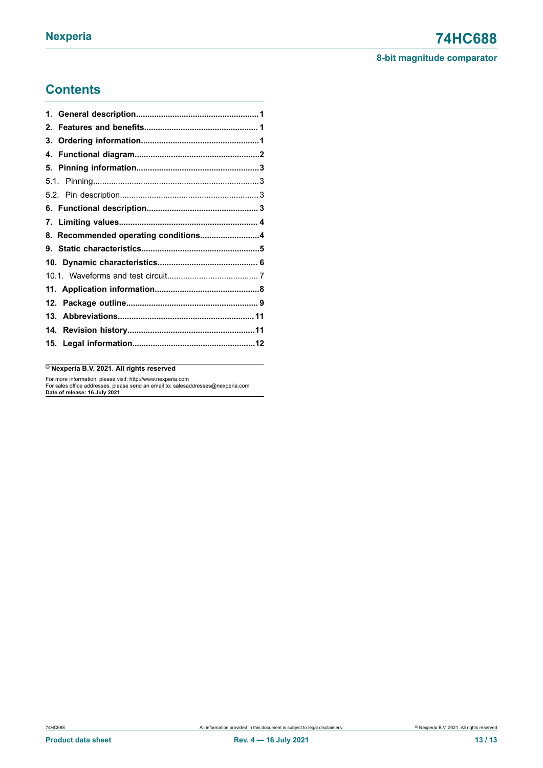## Contents

**1. General description.....................................................1**
**2. Features and benefits.................................................1**
**3. Ordering information...................................................1**
**4. Functional diagram......................................................2**
**5. Pinning information.....................................................3**
5.1. Pinning........................................................................3
5.2. Pin description............................................................3
**6. Functional description................................................3**
**7. Limiting values............................................................4**
**8. Recommended operating conditions..........................4**
**9. Static characteristics...................................................5**
**10. Dynamic characteristics...........................................6**
10.1. Waveforms and test circuit.......................................7
**11. Application information.............................................8**
**12. Package outline.........................................................9**
**13. Abbreviations...........................................................11**
**14. Revision history.......................................................11**
**15. Legal information.....................................................12**

**© Nexperia B.V. 2021. All rights reserved**

For more information, please visit: http://www.nexperia.com
For sales office addresses, please send an email to: salesaddresses@nexperia.com
**Date of release: 16 July 2021**